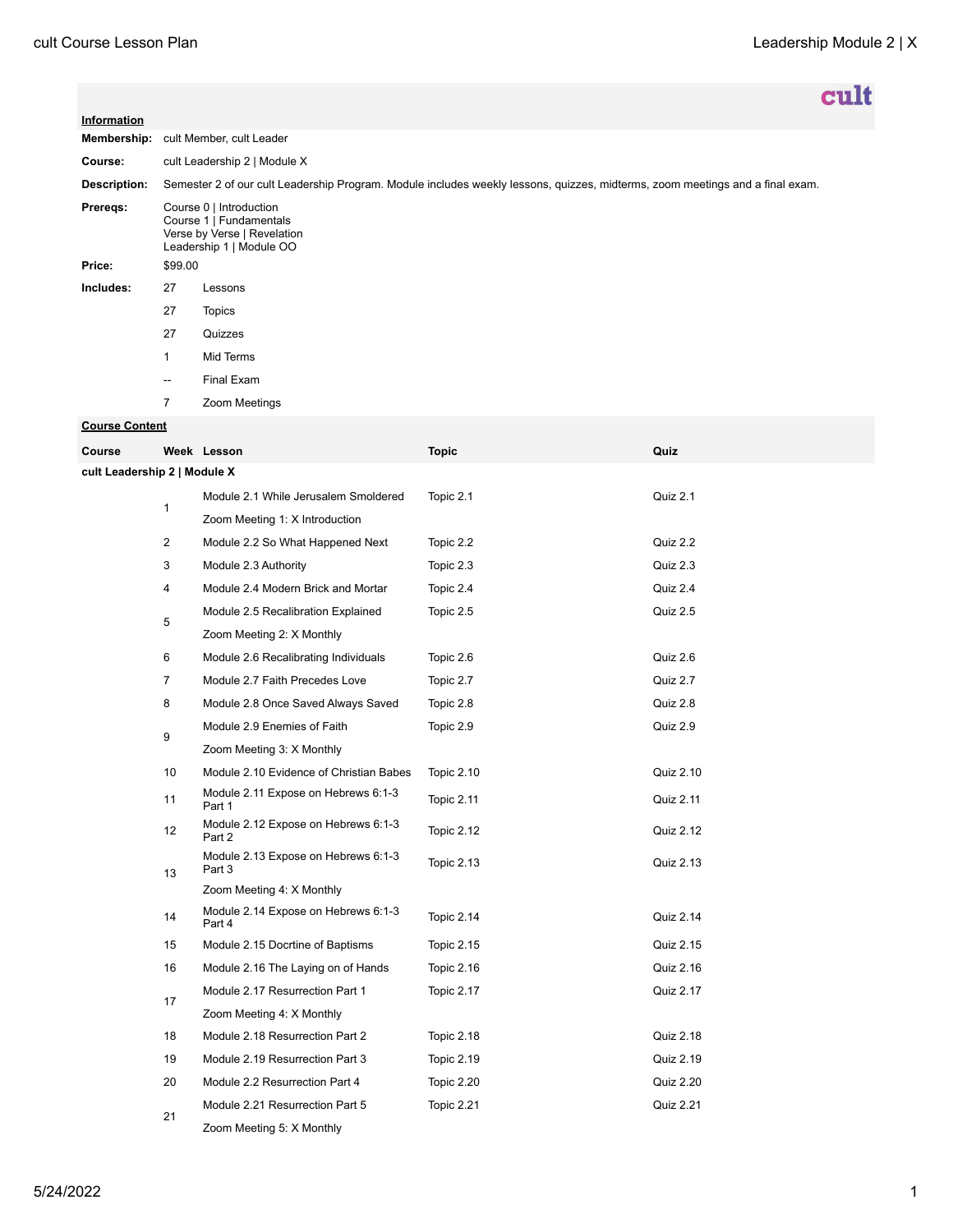cult

**Information**

| | |
|---|---|
| **Membership:** | cult Member, cult Leader |
| **Course:** | cult Leadership 2 \| Module X |
| **Description:** | Semester 2 of our cult Leadership Program. Module includes weekly lessons, quizzes, midterms, zoom meetings and a final exam. |
| **Prereqs:** | Course 0 \| Introduction<br>Course 1 \| Fundamentals<br>Verse by Verse \| Revelation<br>Leadership 1 \| Module OO |
| **Price:** | $99.00 |

**Includes:**

| | |
|---|---|
| 27 | Lessons |
| 27 | Topics |
| 27 | Quizzes |
| 1 | Mid Terms |
| -- | Final Exam |
| 7 | Zoom Meetings |

**Course Content**

| Course | Week | Lesson | Topic | Quiz |
|---|---|---|---|---|
| **cult Leadership 2 \| Module X** | | | | |
| | 1 | Module 2.1 While Jerusalem Smoldered | Topic 2.1 | Quiz 2.1 |
| | | Zoom Meeting 1: X Introduction | | |
| | 2 | Module 2.2 So What Happened Next | Topic 2.2 | Quiz 2.2 |
| | 3 | Module 2.3 Authority | Topic 2.3 | Quiz 2.3 |
| | 4 | Module 2.4 Modern Brick and Mortar | Topic 2.4 | Quiz 2.4 |
| | 5 | Module 2.5 Recalibration Explained | Topic 2.5 | Quiz 2.5 |
| | | Zoom Meeting 2: X Monthly | | |
| | 6 | Module 2.6 Recalibrating Individuals | Topic 2.6 | Quiz 2.6 |
| | 7 | Module 2.7 Faith Precedes Love | Topic 2.7 | Quiz 2.7 |
| | 8 | Module 2.8 Once Saved Always Saved | Topic 2.8 | Quiz 2.8 |
| | 9 | Module 2.9 Enemies of Faith | Topic 2.9 | Quiz 2.9 |
| | | Zoom Meeting 3: X Monthly | | |
| | 10 | Module 2.10 Evidence of Christian Babes | Topic 2.10 | Quiz 2.10 |
| | 11 | Module 2.11 Expose on Hebrews 6:1-3 Part 1 | Topic 2.11 | Quiz 2.11 |
| | 12 | Module 2.12 Expose on Hebrews 6:1-3 Part 2 | Topic 2.12 | Quiz 2.12 |
| | 13 | Module 2.13 Expose on Hebrews 6:1-3 Part 3 | Topic 2.13 | Quiz 2.13 |
| | | Zoom Meeting 4: X Monthly | | |
| | 14 | Module 2.14 Expose on Hebrews 6:1-3 Part 4 | Topic 2.14 | Quiz 2.14 |
| | 15 | Module 2.15 Docrtine of Baptisms | Topic 2.15 | Quiz 2.15 |
| | 16 | Module 2.16 The Laying on of Hands | Topic 2.16 | Quiz 2.16 |
| | 17 | Module 2.17 Resurrection Part 1 | Topic 2.17 | Quiz 2.17 |
| | | Zoom Meeting 4: X Monthly | | |
| | 18 | Module 2.18 Resurrection Part 2 | Topic 2.18 | Quiz 2.18 |
| | 19 | Module 2.19 Resurrection Part 3 | Topic 2.19 | Quiz 2.19 |
| | 20 | Module 2.2 Resurrection Part 4 | Topic 2.20 | Quiz 2.20 |
| | 21 | Module 2.21 Resurrection Part 5 | Topic 2.21 | Quiz 2.21 |
| | | Zoom Meeting 5: X Monthly | | |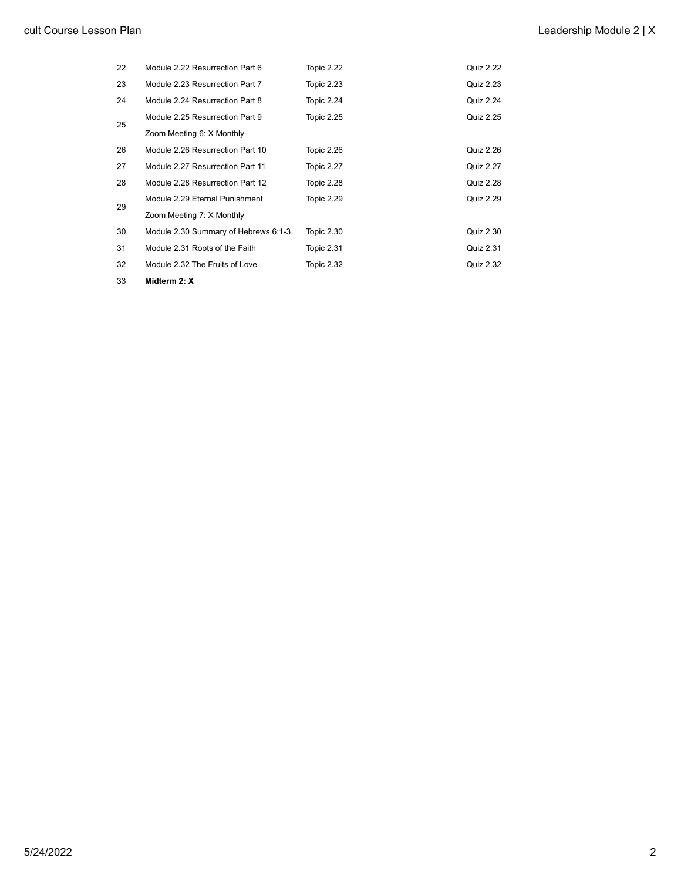| | | | |
|---|---|---|---|
| 22 | Module 2.22 Resurrection Part 6 | Topic 2.22 | Quiz 2.22 |
| 23 | Module 2.23 Resurrection Part 7 | Topic 2.23 | Quiz 2.23 |
| 24 | Module 2.24 Resurrection Part 8 | Topic 2.24 | Quiz 2.24 |
| 25 | Module 2.25 Resurrection Part 9 | Topic 2.25 | Quiz 2.25 |
| | Zoom Meeting 6: X Monthly | | |
| 26 | Module 2.26 Resurrection Part 10 | Topic 2.26 | Quiz 2.26 |
| 27 | Module 2.27 Resurrection Part 11 | Topic 2.27 | Quiz 2.27 |
| 28 | Module 2.28 Resurrection Part 12 | Topic 2.28 | Quiz 2.28 |
| 29 | Module 2.29 Eternal Punishment | Topic 2.29 | Quiz 2.29 |
| | Zoom Meeting 7: X Monthly | | |
| 30 | Module 2.30 Summary of Hebrews 6:1-3 | Topic 2.30 | Quiz 2.30 |
| 31 | Module 2.31 Roots of the Faith | Topic 2.31 | Quiz 2.31 |
| 32 | Module 2.32 The Fruits of Love | Topic 2.32 | Quiz 2.32 |
| 33 | **Midterm 2: X** | | |